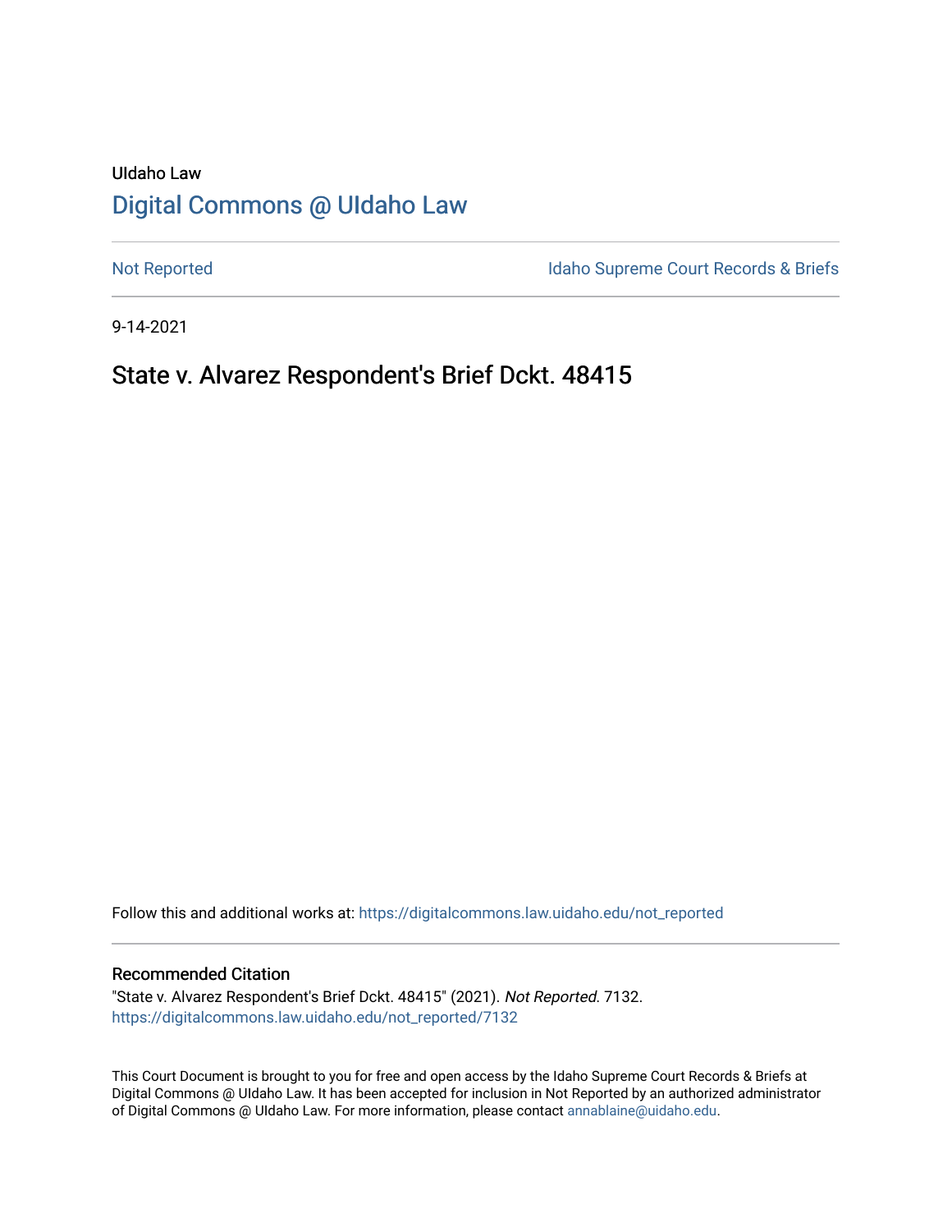UIdaho Law

# Digital Commons @ UIdaho Law

Not Reported

Idaho Supreme Court Records & Briefs

9-14-2021

## State v. Alvarez Respondent's Brief Dckt. 48415

Follow this and additional works at: https://digitalcommons.law.uidaho.edu/not_reported

### Recommended Citation

"State v. Alvarez Respondent's Brief Dckt. 48415" (2021). *Not Reported*. 7132.
https://digitalcommons.law.uidaho.edu/not_reported/7132

This Court Document is brought to you for free and open access by the Idaho Supreme Court Records & Briefs at Digital Commons @ UIdaho Law. It has been accepted for inclusion in Not Reported by an authorized administrator of Digital Commons @ UIdaho Law. For more information, please contact annablaine@uidaho.edu.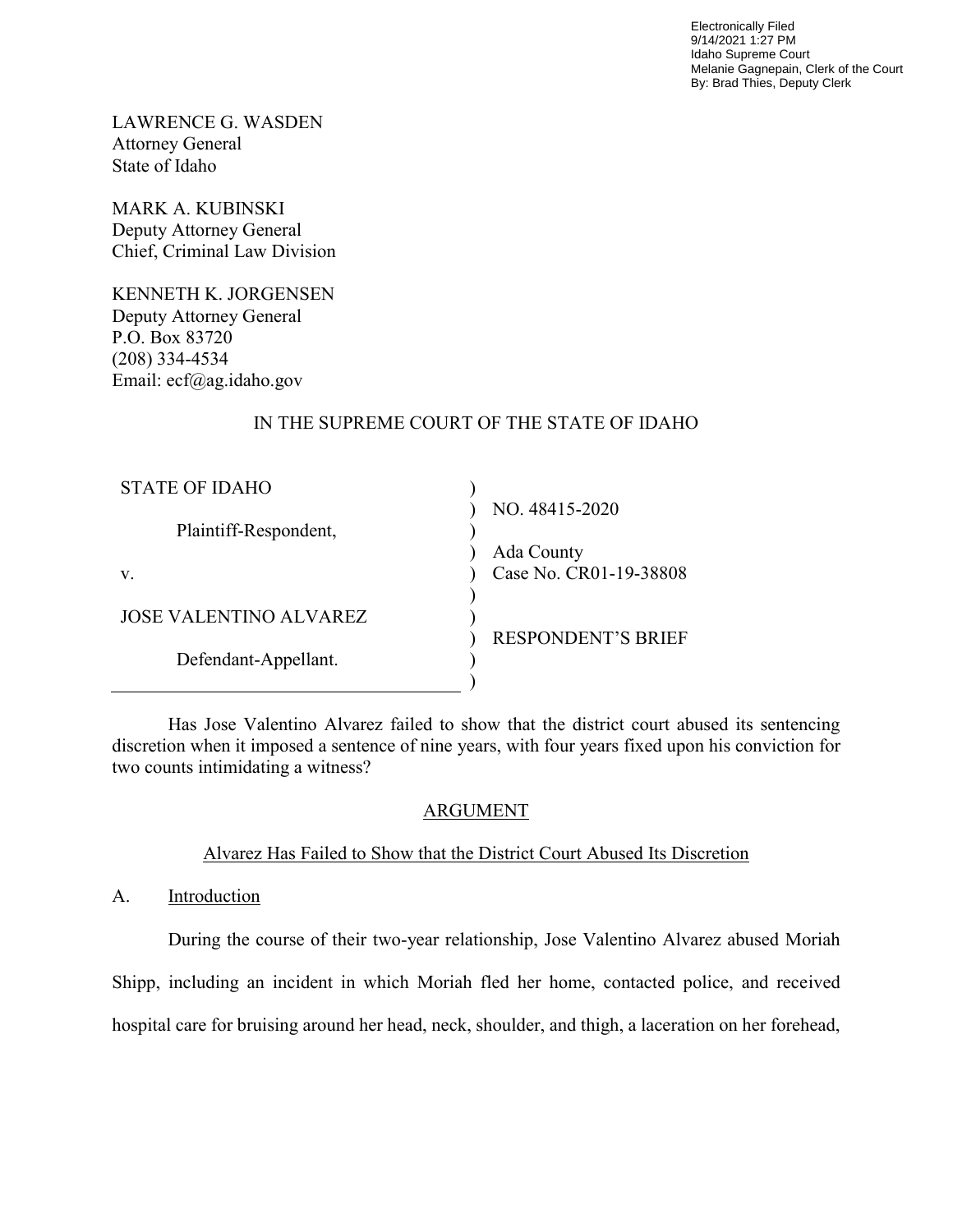Electronically Filed
9/14/2021 1:27 PM
Idaho Supreme Court
Melanie Gagnepain, Clerk of the Court
By: Brad Thies, Deputy Clerk

LAWRENCE G. WASDEN
Attorney General
State of Idaho

MARK A. KUBINSKI
Deputy Attorney General
Chief, Criminal Law Division

KENNETH K. JORGENSEN
Deputy Attorney General
P.O. Box 83720
(208) 334-4534
Email: ecf@ag.idaho.gov

IN THE SUPREME COURT OF THE STATE OF IDAHO

| | |
|---|---|
| STATE OF IDAHO | NO. 48415-2020 |
| Plaintiff-Respondent, | Ada County |
| v. | Case No. CR01-19-38808 |
| JOSE VALENTINO ALVAREZ | RESPONDENT'S BRIEF |
| Defendant-Appellant. | |

Has Jose Valentino Alvarez failed to show that the district court abused its sentencing discretion when it imposed a sentence of nine years, with four years fixed upon his conviction for two counts intimidating a witness?

## ARGUMENT

### Alvarez Has Failed to Show that the District Court Abused Its Discretion

### A. Introduction

During the course of their two-year relationship, Jose Valentino Alvarez abused Moriah Shipp, including an incident in which Moriah fled her home, contacted police, and received hospital care for bruising around her head, neck, shoulder, and thigh, a laceration on her forehead,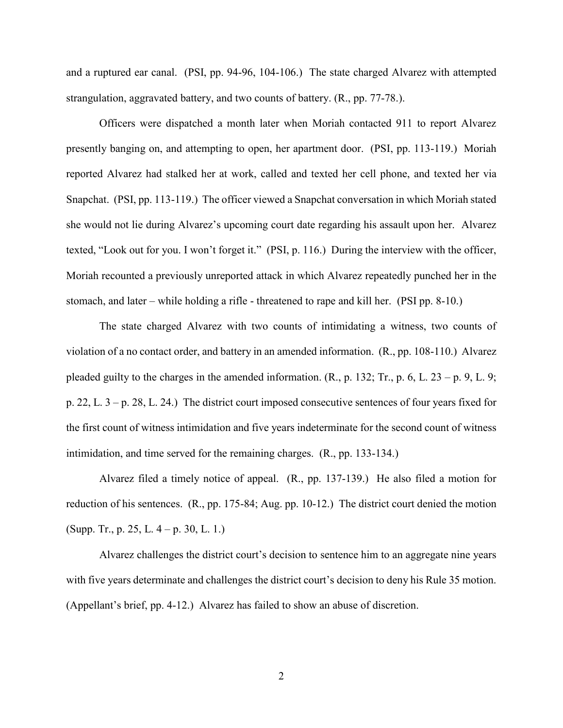and a ruptured ear canal. (PSI, pp. 94-96, 104-106.) The state charged Alvarez with attempted strangulation, aggravated battery, and two counts of battery. (R., pp. 77-78.).

Officers were dispatched a month later when Moriah contacted 911 to report Alvarez presently banging on, and attempting to open, her apartment door. (PSI, pp. 113-119.) Moriah reported Alvarez had stalked her at work, called and texted her cell phone, and texted her via Snapchat. (PSI, pp. 113-119.) The officer viewed a Snapchat conversation in which Moriah stated she would not lie during Alvarez's upcoming court date regarding his assault upon her. Alvarez texted, "Look out for you. I won't forget it." (PSI, p. 116.) During the interview with the officer, Moriah recounted a previously unreported attack in which Alvarez repeatedly punched her in the stomach, and later – while holding a rifle - threatened to rape and kill her. (PSI pp. 8-10.)

The state charged Alvarez with two counts of intimidating a witness, two counts of violation of a no contact order, and battery in an amended information. (R., pp. 108-110.) Alvarez pleaded guilty to the charges in the amended information. (R., p. 132; Tr., p. 6, L. 23 – p. 9, L. 9; p. 22, L. 3 – p. 28, L. 24.) The district court imposed consecutive sentences of four years fixed for the first count of witness intimidation and five years indeterminate for the second count of witness intimidation, and time served for the remaining charges. (R., pp. 133-134.)

Alvarez filed a timely notice of appeal. (R., pp. 137-139.) He also filed a motion for reduction of his sentences. (R., pp. 175-84; Aug. pp. 10-12.) The district court denied the motion (Supp. Tr., p. 25, L. 4 – p. 30, L. 1.)

Alvarez challenges the district court's decision to sentence him to an aggregate nine years with five years determinate and challenges the district court's decision to deny his Rule 35 motion. (Appellant's brief, pp. 4-12.) Alvarez has failed to show an abuse of discretion.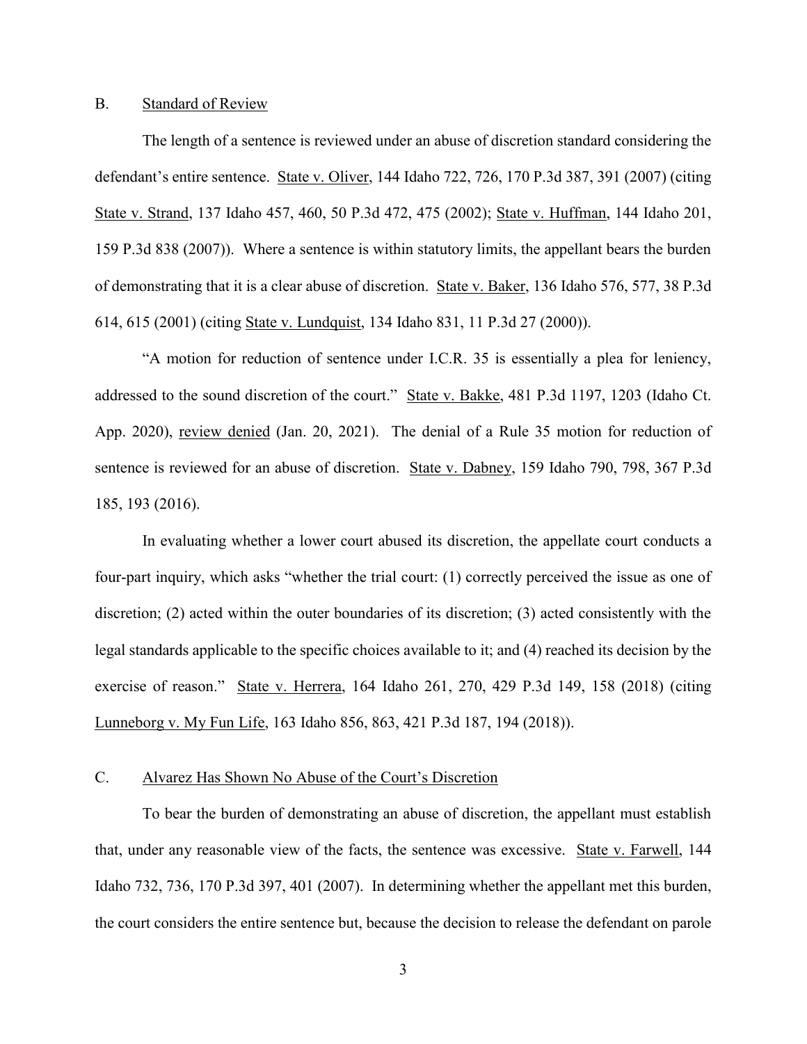## B. Standard of Review

The length of a sentence is reviewed under an abuse of discretion standard considering the defendant's entire sentence. State v. Oliver, 144 Idaho 722, 726, 170 P.3d 387, 391 (2007) (citing State v. Strand, 137 Idaho 457, 460, 50 P.3d 472, 475 (2002); State v. Huffman, 144 Idaho 201, 159 P.3d 838 (2007)). Where a sentence is within statutory limits, the appellant bears the burden of demonstrating that it is a clear abuse of discretion. State v. Baker, 136 Idaho 576, 577, 38 P.3d 614, 615 (2001) (citing State v. Lundquist, 134 Idaho 831, 11 P.3d 27 (2000)).

"A motion for reduction of sentence under I.C.R. 35 is essentially a plea for leniency, addressed to the sound discretion of the court." State v. Bakke, 481 P.3d 1197, 1203 (Idaho Ct. App. 2020), review denied (Jan. 20, 2021). The denial of a Rule 35 motion for reduction of sentence is reviewed for an abuse of discretion. State v. Dabney, 159 Idaho 790, 798, 367 P.3d 185, 193 (2016).

In evaluating whether a lower court abused its discretion, the appellate court conducts a four-part inquiry, which asks "whether the trial court: (1) correctly perceived the issue as one of discretion; (2) acted within the outer boundaries of its discretion; (3) acted consistently with the legal standards applicable to the specific choices available to it; and (4) reached its decision by the exercise of reason." State v. Herrera, 164 Idaho 261, 270, 429 P.3d 149, 158 (2018) (citing Lunneborg v. My Fun Life, 163 Idaho 856, 863, 421 P.3d 187, 194 (2018)).

## C. Alvarez Has Shown No Abuse of the Court's Discretion

To bear the burden of demonstrating an abuse of discretion, the appellant must establish that, under any reasonable view of the facts, the sentence was excessive. State v. Farwell, 144 Idaho 732, 736, 170 P.3d 397, 401 (2007). In determining whether the appellant met this burden, the court considers the entire sentence but, because the decision to release the defendant on parole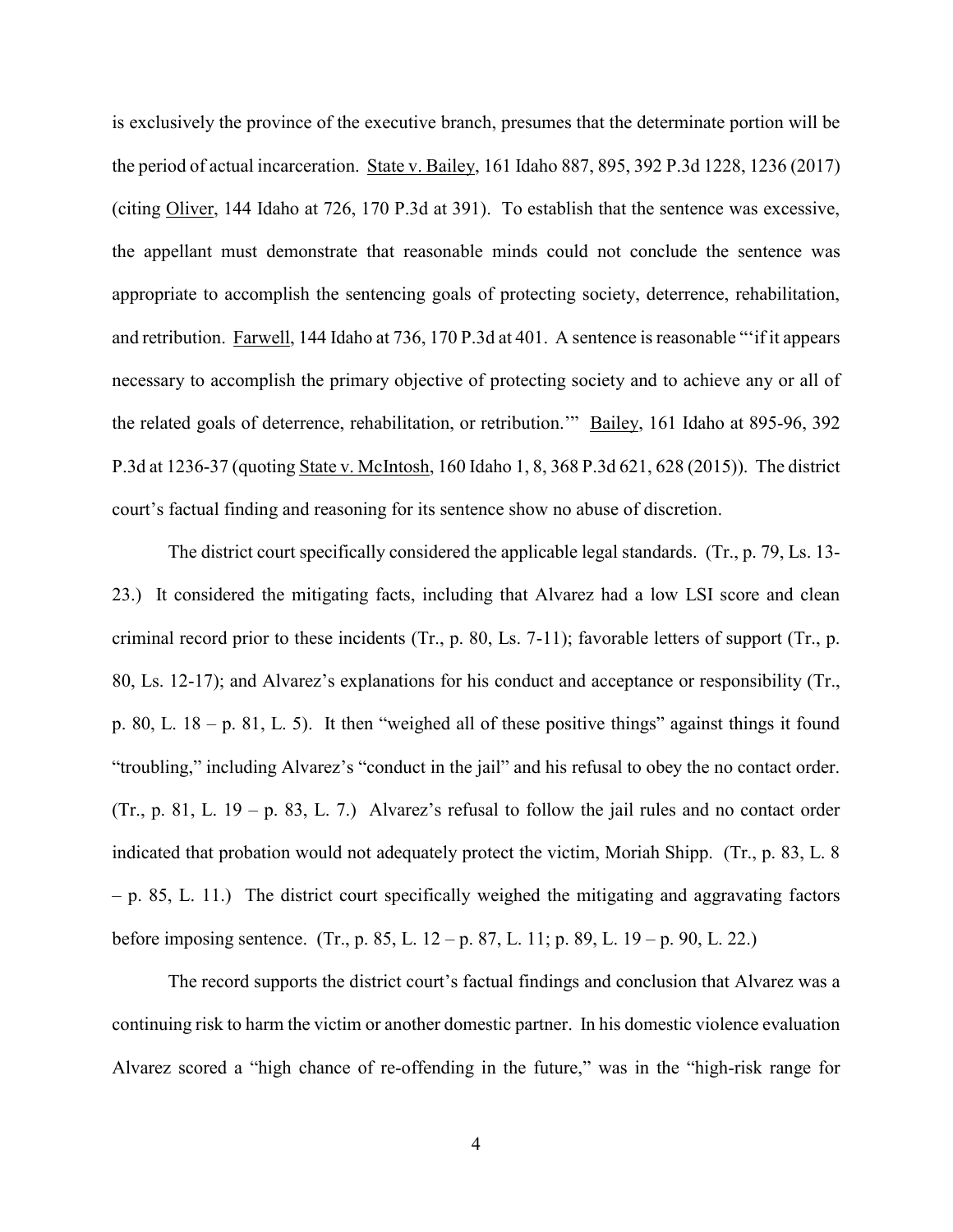is exclusively the province of the executive branch, presumes that the determinate portion will be the period of actual incarceration. State v. Bailey, 161 Idaho 887, 895, 392 P.3d 1228, 1236 (2017) (citing Oliver, 144 Idaho at 726, 170 P.3d at 391). To establish that the sentence was excessive, the appellant must demonstrate that reasonable minds could not conclude the sentence was appropriate to accomplish the sentencing goals of protecting society, deterrence, rehabilitation, and retribution. Farwell, 144 Idaho at 736, 170 P.3d at 401. A sentence is reasonable "'if it appears necessary to accomplish the primary objective of protecting society and to achieve any or all of the related goals of deterrence, rehabilitation, or retribution.'" Bailey, 161 Idaho at 895-96, 392 P.3d at 1236-37 (quoting State v. McIntosh, 160 Idaho 1, 8, 368 P.3d 621, 628 (2015)). The district court's factual finding and reasoning for its sentence show no abuse of discretion.

The district court specifically considered the applicable legal standards. (Tr., p. 79, Ls. 13-23.) It considered the mitigating facts, including that Alvarez had a low LSI score and clean criminal record prior to these incidents (Tr., p. 80, Ls. 7-11); favorable letters of support (Tr., p. 80, Ls. 12-17); and Alvarez's explanations for his conduct and acceptance or responsibility (Tr., p. 80, L. 18 – p. 81, L. 5). It then "weighed all of these positive things" against things it found "troubling," including Alvarez's "conduct in the jail" and his refusal to obey the no contact order. (Tr., p. 81, L. 19 – p. 83, L. 7.) Alvarez's refusal to follow the jail rules and no contact order indicated that probation would not adequately protect the victim, Moriah Shipp. (Tr., p. 83, L. 8 – p. 85, L. 11.) The district court specifically weighed the mitigating and aggravating factors before imposing sentence. (Tr., p. 85, L. 12 – p. 87, L. 11; p. 89, L. 19 – p. 90, L. 22.)

The record supports the district court's factual findings and conclusion that Alvarez was a continuing risk to harm the victim or another domestic partner. In his domestic violence evaluation Alvarez scored a "high chance of re-offending in the future," was in the "high-risk range for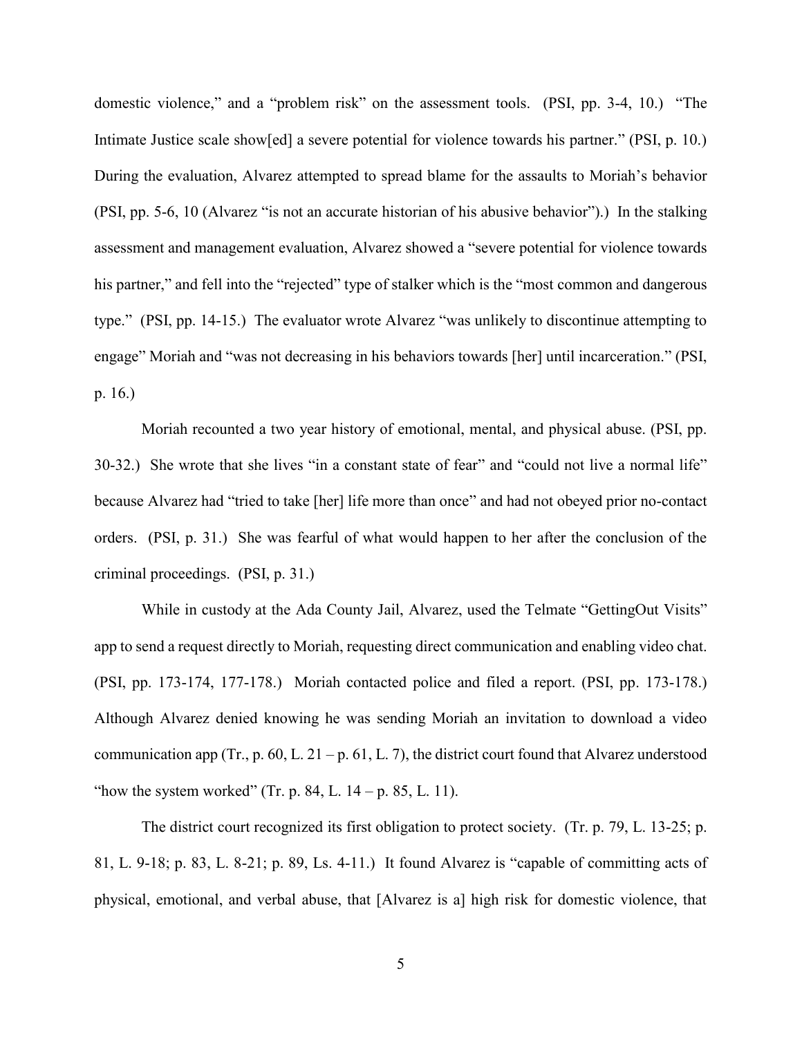domestic violence," and a "problem risk" on the assessment tools. (PSI, pp. 3-4, 10.) "The Intimate Justice scale show[ed] a severe potential for violence towards his partner." (PSI, p. 10.) During the evaluation, Alvarez attempted to spread blame for the assaults to Moriah's behavior (PSI, pp. 5-6, 10 (Alvarez "is not an accurate historian of his abusive behavior").) In the stalking assessment and management evaluation, Alvarez showed a "severe potential for violence towards his partner," and fell into the "rejected" type of stalker which is the "most common and dangerous type." (PSI, pp. 14-15.) The evaluator wrote Alvarez "was unlikely to discontinue attempting to engage" Moriah and "was not decreasing in his behaviors towards [her] until incarceration." (PSI, p. 16.)

Moriah recounted a two year history of emotional, mental, and physical abuse. (PSI, pp. 30-32.) She wrote that she lives "in a constant state of fear" and "could not live a normal life" because Alvarez had "tried to take [her] life more than once" and had not obeyed prior no-contact orders. (PSI, p. 31.) She was fearful of what would happen to her after the conclusion of the criminal proceedings. (PSI, p. 31.)

While in custody at the Ada County Jail, Alvarez, used the Telmate "GettingOut Visits" app to send a request directly to Moriah, requesting direct communication and enabling video chat. (PSI, pp. 173-174, 177-178.) Moriah contacted police and filed a report. (PSI, pp. 173-178.) Although Alvarez denied knowing he was sending Moriah an invitation to download a video communication app (Tr., p. 60, L. 21 – p. 61, L. 7), the district court found that Alvarez understood "how the system worked" (Tr. p. 84, L. 14 – p. 85, L. 11).

The district court recognized its first obligation to protect society. (Tr. p. 79, L. 13-25; p. 81, L. 9-18; p. 83, L. 8-21; p. 89, Ls. 4-11.) It found Alvarez is "capable of committing acts of physical, emotional, and verbal abuse, that [Alvarez is a] high risk for domestic violence, that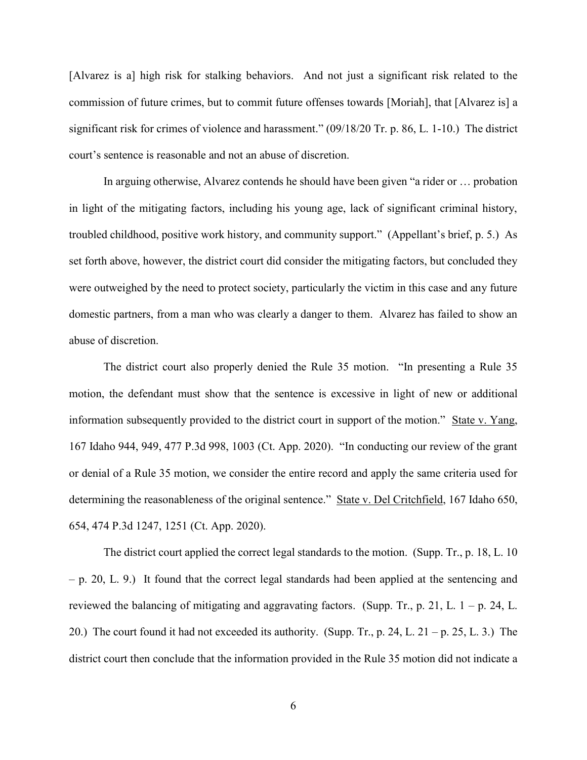[Alvarez is a] high risk for stalking behaviors. And not just a significant risk related to the commission of future crimes, but to commit future offenses towards [Moriah], that [Alvarez is] a significant risk for crimes of violence and harassment." (09/18/20 Tr. p. 86, L. 1-10.) The district court's sentence is reasonable and not an abuse of discretion.

In arguing otherwise, Alvarez contends he should have been given "a rider or … probation in light of the mitigating factors, including his young age, lack of significant criminal history, troubled childhood, positive work history, and community support." (Appellant's brief, p. 5.) As set forth above, however, the district court did consider the mitigating factors, but concluded they were outweighed by the need to protect society, particularly the victim in this case and any future domestic partners, from a man who was clearly a danger to them. Alvarez has failed to show an abuse of discretion.

The district court also properly denied the Rule 35 motion. "In presenting a Rule 35 motion, the defendant must show that the sentence is excessive in light of new or additional information subsequently provided to the district court in support of the motion." State v. Yang, 167 Idaho 944, 949, 477 P.3d 998, 1003 (Ct. App. 2020). "In conducting our review of the grant or denial of a Rule 35 motion, we consider the entire record and apply the same criteria used for determining the reasonableness of the original sentence." State v. Del Critchfield, 167 Idaho 650, 654, 474 P.3d 1247, 1251 (Ct. App. 2020).

The district court applied the correct legal standards to the motion. (Supp. Tr., p. 18, L. 10 – p. 20, L. 9.) It found that the correct legal standards had been applied at the sentencing and reviewed the balancing of mitigating and aggravating factors. (Supp. Tr., p. 21, L. 1 – p. 24, L. 20.) The court found it had not exceeded its authority. (Supp. Tr., p. 24, L. 21 – p. 25, L. 3.) The district court then conclude that the information provided in the Rule 35 motion did not indicate a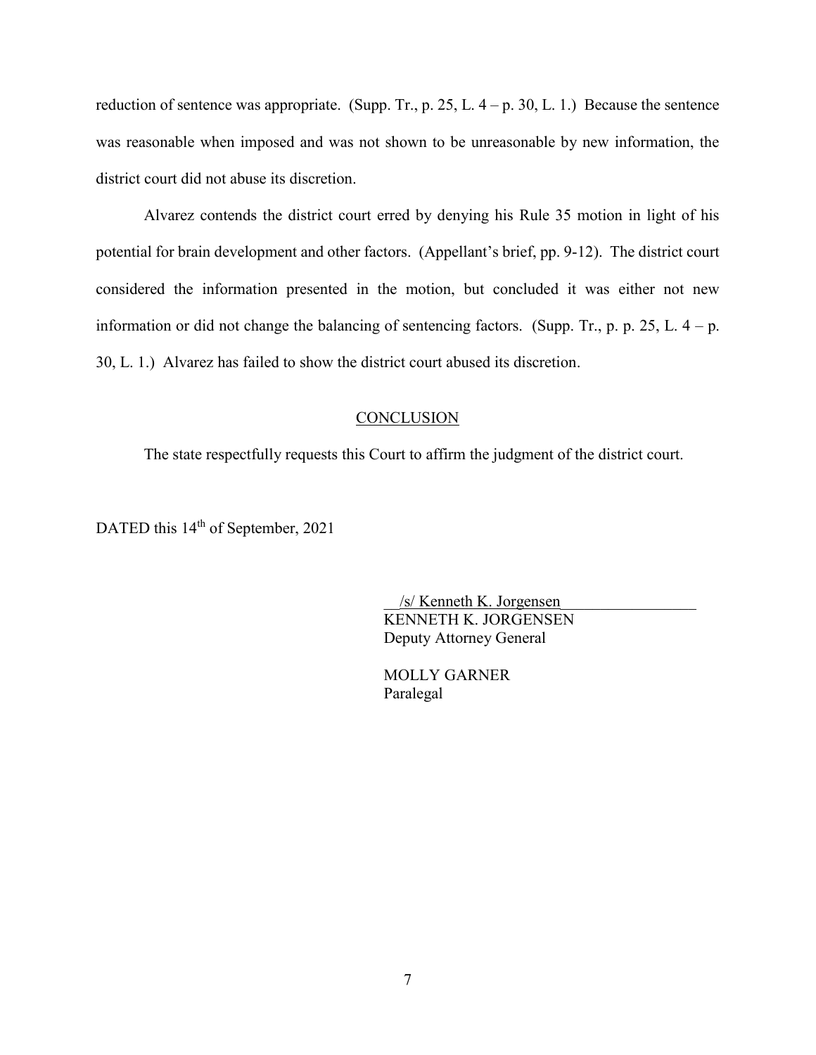reduction of sentence was appropriate. (Supp. Tr., p. 25, L. 4 – p. 30, L. 1.) Because the sentence was reasonable when imposed and was not shown to be unreasonable by new information, the district court did not abuse its discretion.

Alvarez contends the district court erred by denying his Rule 35 motion in light of his potential for brain development and other factors. (Appellant's brief, pp. 9-12). The district court considered the information presented in the motion, but concluded it was either not new information or did not change the balancing of sentencing factors. (Supp. Tr., p. p. 25, L. 4 – p. 30, L. 1.) Alvarez has failed to show the district court abused its discretion.

## CONCLUSION

The state respectfully requests this Court to affirm the judgment of the district court.

DATED this 14th of September, 2021

/s/ Kenneth K. Jorgensen
KENNETH K. JORGENSEN
Deputy Attorney General

MOLLY GARNER
Paralegal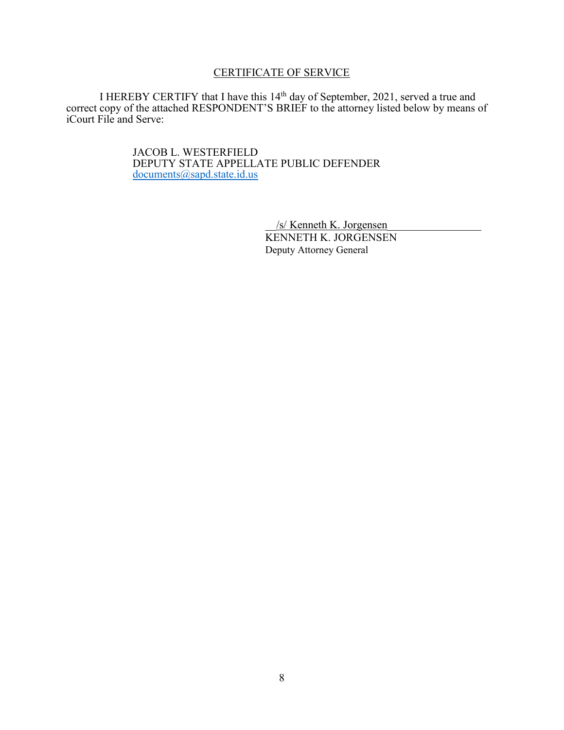CERTIFICATE OF SERVICE

I HEREBY CERTIFY that I have this 14th day of September, 2021, served a true and correct copy of the attached RESPONDENT'S BRIEF to the attorney listed below by means of iCourt File and Serve:

JACOB L. WESTERFIELD
DEPUTY STATE APPELLATE PUBLIC DEFENDER
documents@sapd.state.id.us

/s/ Kenneth K. Jorgensen
KENNETH K. JORGENSEN
Deputy Attorney General